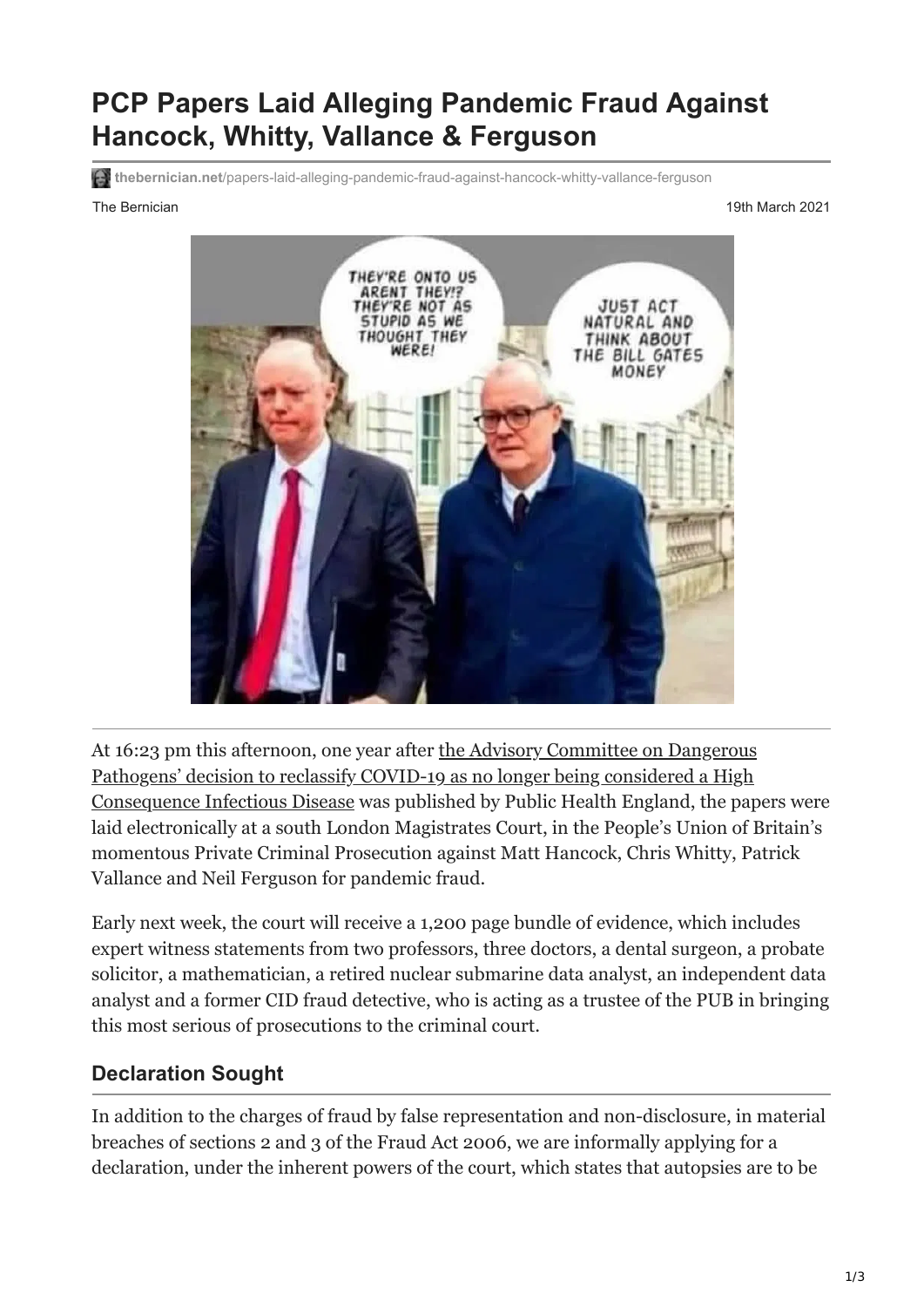# PCP Papers Laid Alleging Pandemic Fraud Against Hancock, Whitty, Vallance & Ferguson

thebernician.net/papers-laid-alleging-pandemic-fraud-against-hancock-whitty-vallance-ferguson

The Bernician

19th March 2021

At 16:23 pm this afternoon, one year after the Advisory Committee on Dangerous Pathogens' decision to reclassify COVID-19 as no longer being considered a High Consequence Infectious Disease was published by Public Health England, the papers were laid electronically at a south London Magistrates Court, in the People's Union of Britain's momentous Private Criminal Prosecution against Matt Hancock, Chris Whitty, Patrick Vallance and Neil Ferguson for pandemic fraud.

Early next week, the court will receive a 1,200 page bundle of evidence, which includes expert witness statements from two professors, three doctors, a dental surgeon, a probate solicitor, a mathematician, a retired nuclear submarine data analyst, an independent data analyst and a former CID fraud detective, who is acting as a trustee of the PUB in bringing this most serious of prosecutions to the criminal court.

## Declaration Sought

In addition to the charges of fraud by false representation and non-disclosure, in material breaches of sections 2 and 3 of the Fraud Act 2006, we are informally applying for a declaration, under the inherent powers of the court, which states that autopsies are to be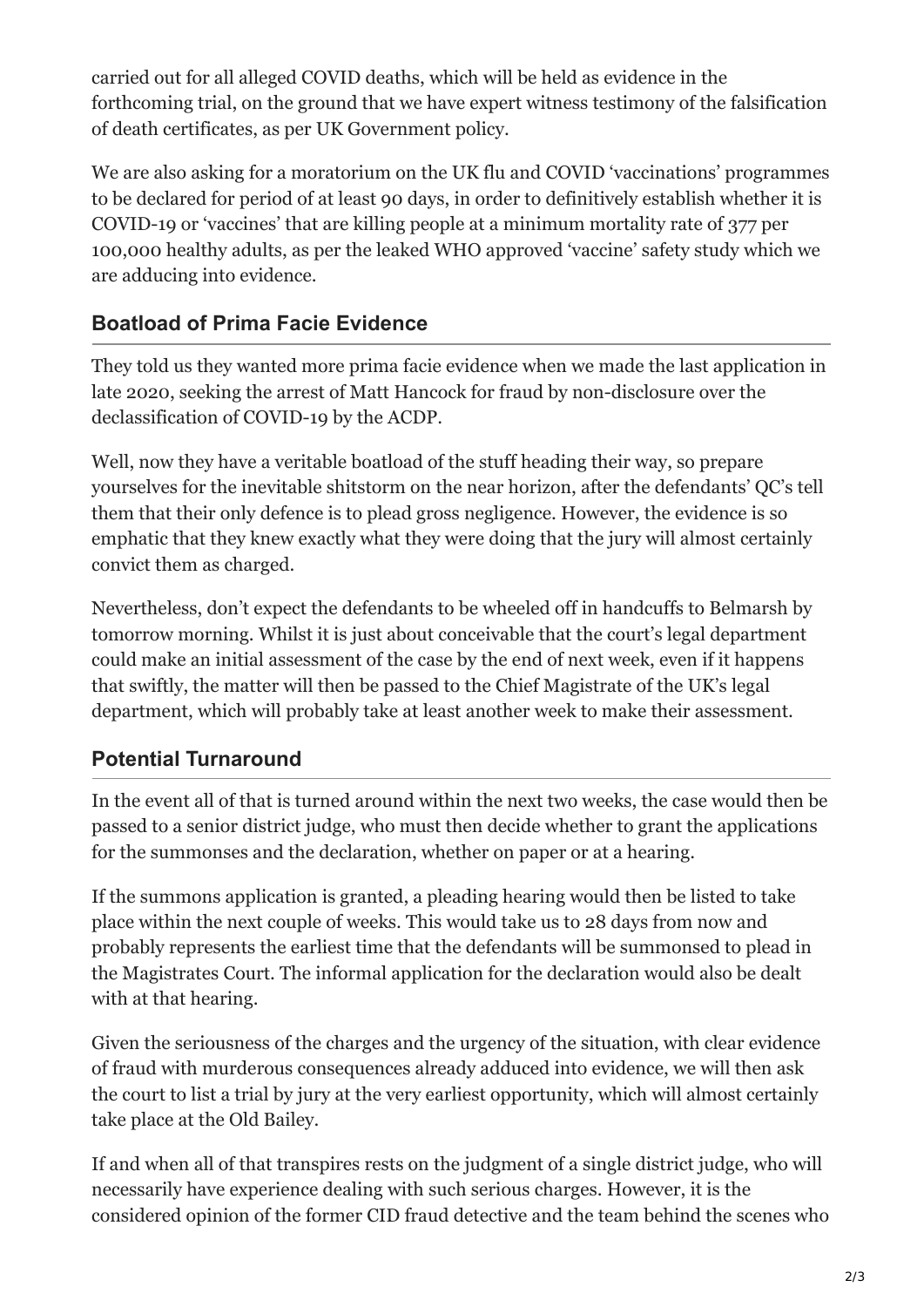carried out for all alleged COVID deaths, which will be held as evidence in the forthcoming trial, on the ground that we have expert witness testimony of the falsification of death certificates, as per UK Government policy.

We are also asking for a moratorium on the UK flu and COVID 'vaccinations' programmes to be declared for period of at least 90 days, in order to definitively establish whether it is COVID-19 or 'vaccines' that are killing people at a minimum mortality rate of 377 per 100,000 healthy adults, as per the leaked WHO approved 'vaccine' safety study which we are adducing into evidence.

## Boatload of Prima Facie Evidence

They told us they wanted more prima facie evidence when we made the last application in late 2020, seeking the arrest of Matt Hancock for fraud by non-disclosure over the declassification of COVID-19 by the ACDP.

Well, now they have a veritable boatload of the stuff heading their way, so prepare yourselves for the inevitable shitstorm on the near horizon, after the defendants' QC's tell them that their only defence is to plead gross negligence. However, the evidence is so emphatic that they knew exactly what they were doing that the jury will almost certainly convict them as charged.

Nevertheless, don't expect the defendants to be wheeled off in handcuffs to Belmarsh by tomorrow morning. Whilst it is just about conceivable that the court's legal department could make an initial assessment of the case by the end of next week, even if it happens that swiftly, the matter will then be passed to the Chief Magistrate of the UK's legal department, which will probably take at least another week to make their assessment.

## Potential Turnaround

In the event all of that is turned around within the next two weeks, the case would then be passed to a senior district judge, who must then decide whether to grant the applications for the summonses and the declaration, whether on paper or at a hearing.

If the summons application is granted, a pleading hearing would then be listed to take place within the next couple of weeks. This would take us to 28 days from now and probably represents the earliest time that the defendants will be summonsed to plead in the Magistrates Court. The informal application for the declaration would also be dealt with at that hearing.

Given the seriousness of the charges and the urgency of the situation, with clear evidence of fraud with murderous consequences already adduced into evidence, we will then ask the court to list a trial by jury at the very earliest opportunity, which will almost certainly take place at the Old Bailey.

If and when all of that transpires rests on the judgment of a single district judge, who will necessarily have experience dealing with such serious charges. However, it is the considered opinion of the former CID fraud detective and the team behind the scenes who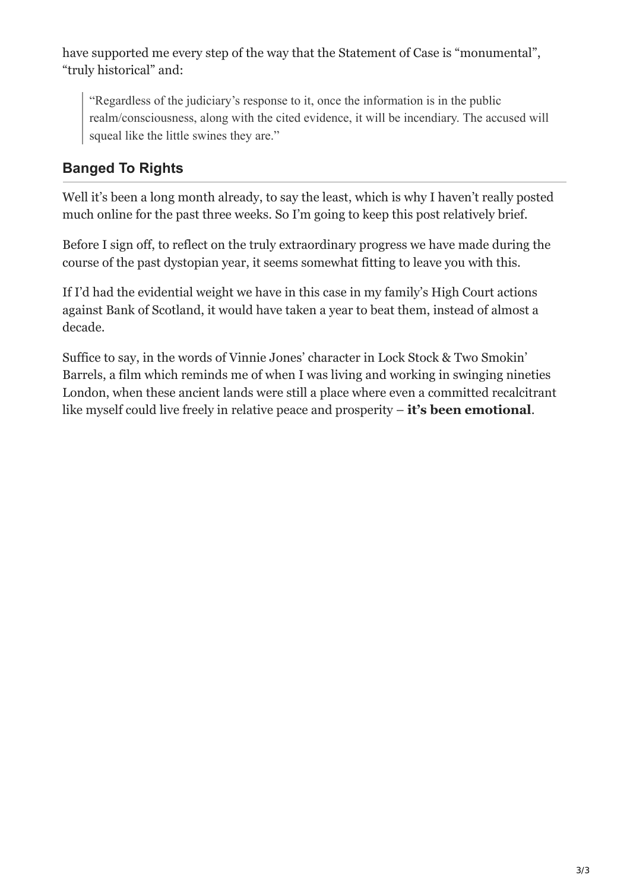have supported me every step of the way that the Statement of Case is "monumental", "truly historical" and:

> "Regardless of the judiciary's response to it, once the information is in the public realm/consciousness, along with the cited evidence, it will be incendiary. The accused will squeal like the little swines they are."

## Banged To Rights

Well it's been a long month already, to say the least, which is why I haven't really posted much online for the past three weeks. So I'm going to keep this post relatively brief.

Before I sign off, to reflect on the truly extraordinary progress we have made during the course of the past dystopian year, it seems somewhat fitting to leave you with this.

If I'd had the evidential weight we have in this case in my family's High Court actions against Bank of Scotland, it would have taken a year to beat them, instead of almost a decade.

Suffice to say, in the words of Vinnie Jones' character in Lock Stock & Two Smokin' Barrels, a film which reminds me of when I was living and working in swinging nineties London, when these ancient lands were still a place where even a committed recalcitrant like myself could live freely in relative peace and prosperity – **it's been emotional**.